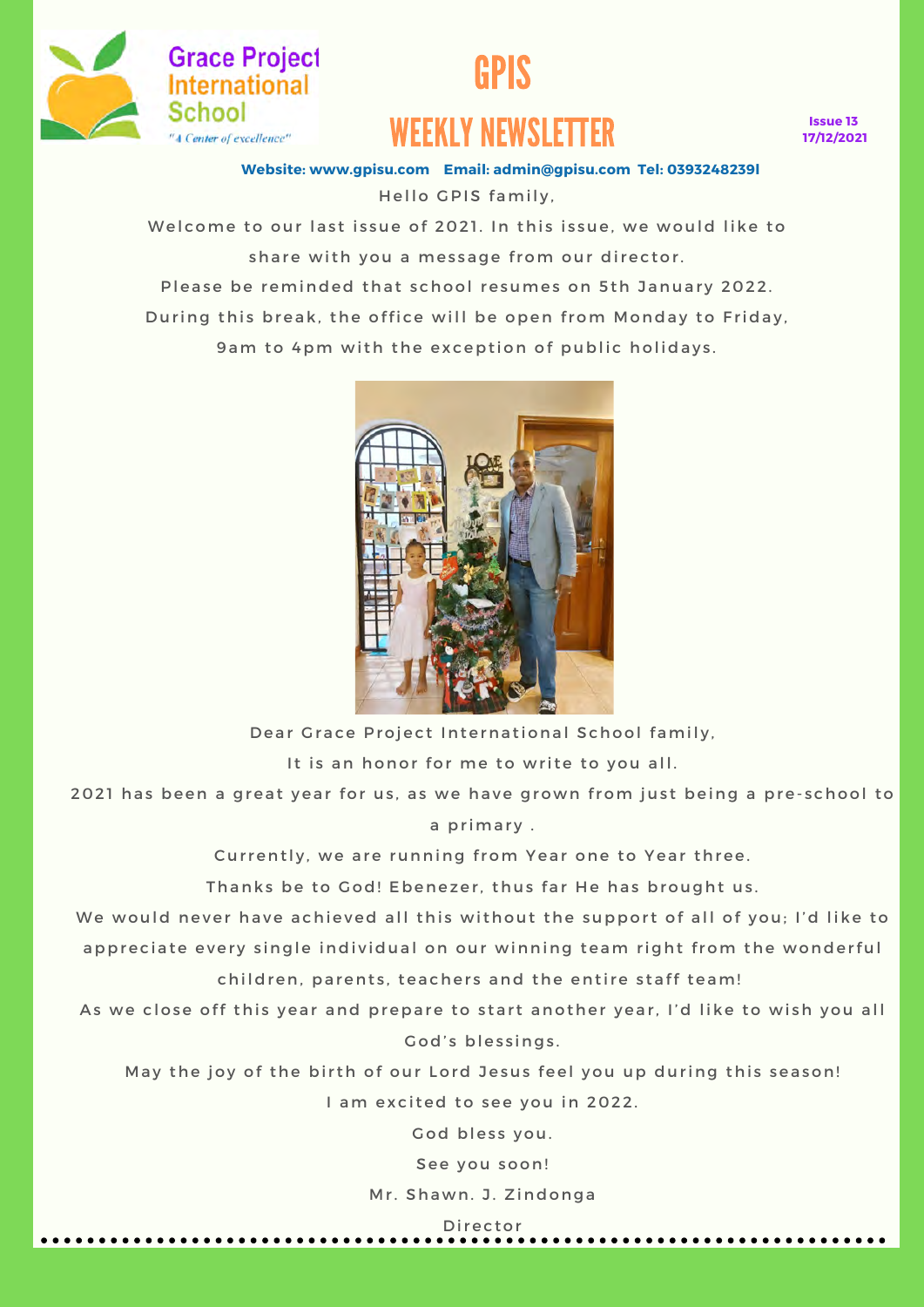Grace Project International School

*"A Center of excellence"*

# GPIS

## WEEKLY NEWSLETTER

**Issue 13**
**17/12/2021**

**Website: www.gpisu.com Email: admin@gpisu.com Tel: 0393248239l**

Hello GPIS family,

Welcome to our last issue of 2021. In this issue, we would like to share with you a message from our director.

Please be reminded that school resumes on 5th January 2022.

During this break, the office will be open from Monday to Friday, 9am to 4pm with the exception of public holidays.

Dear Grace Project International School family,

It is an honor for me to write to you all.

2021 has been a great year for us, as we have grown from just being a pre-school to a primary .

Currently, we are running from Year one to Year three.

Thanks be to God! Ebenezer, thus far He has brought us.

We would never have achieved all this without the support of all of you; I'd like to appreciate every single individual on our winning team right from the wonderful children, parents, teachers and the entire staff team!

As we close off this year and prepare to start another year, I'd like to wish you all God's blessings.

May the joy of the birth of our Lord Jesus feel you up during this season!

I am excited to see you in 2022.

God bless you.

See you soon!

Mr. Shawn. J. Zindonga

Director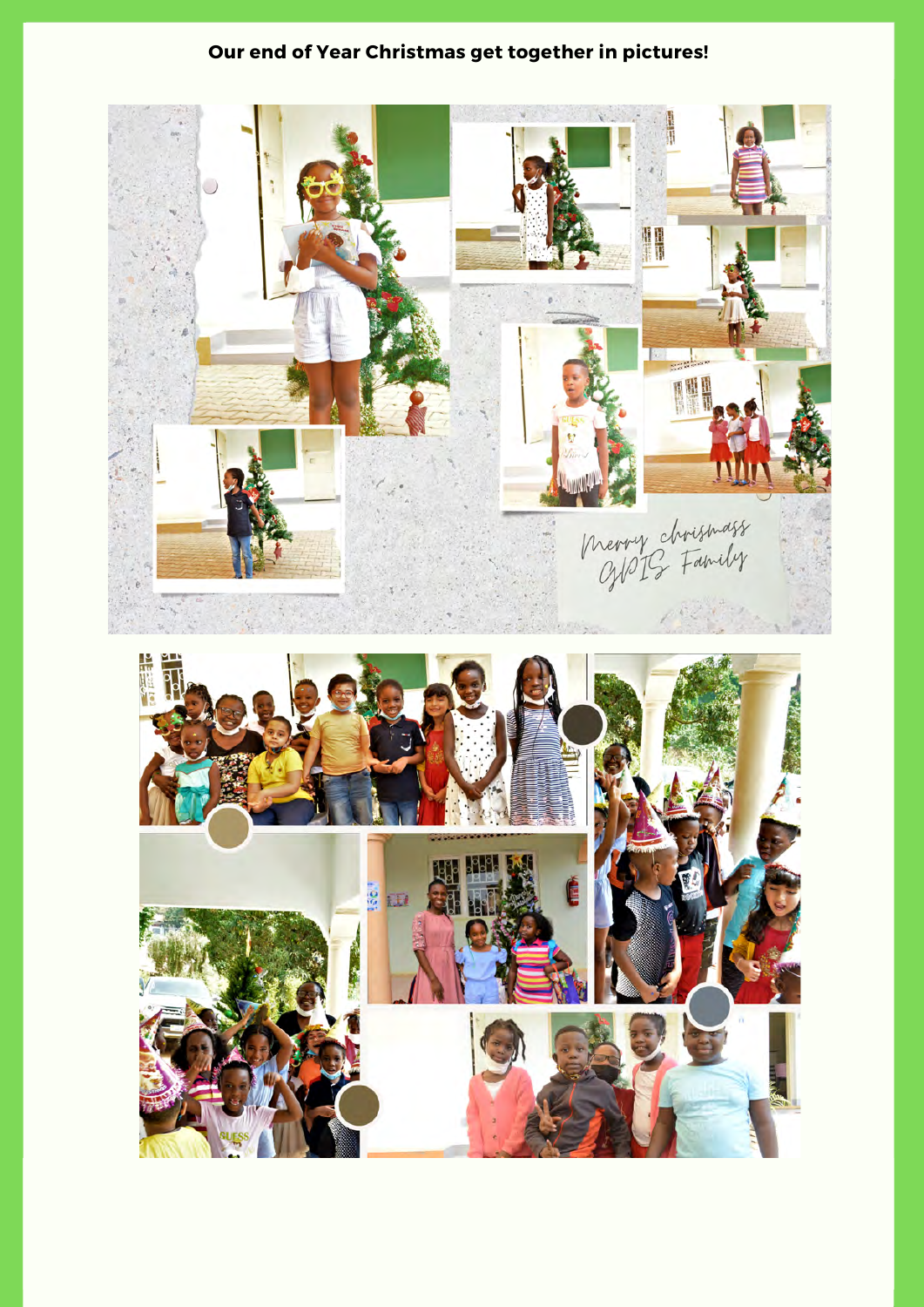**Our end of Year Christmas get together in pictures!**

Merry christmass GPIS Family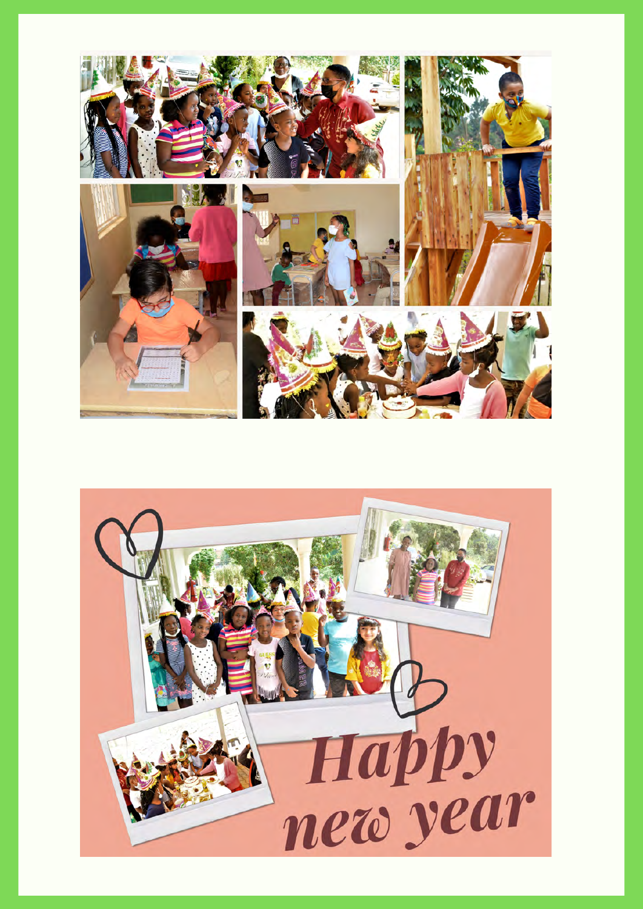Happy new year